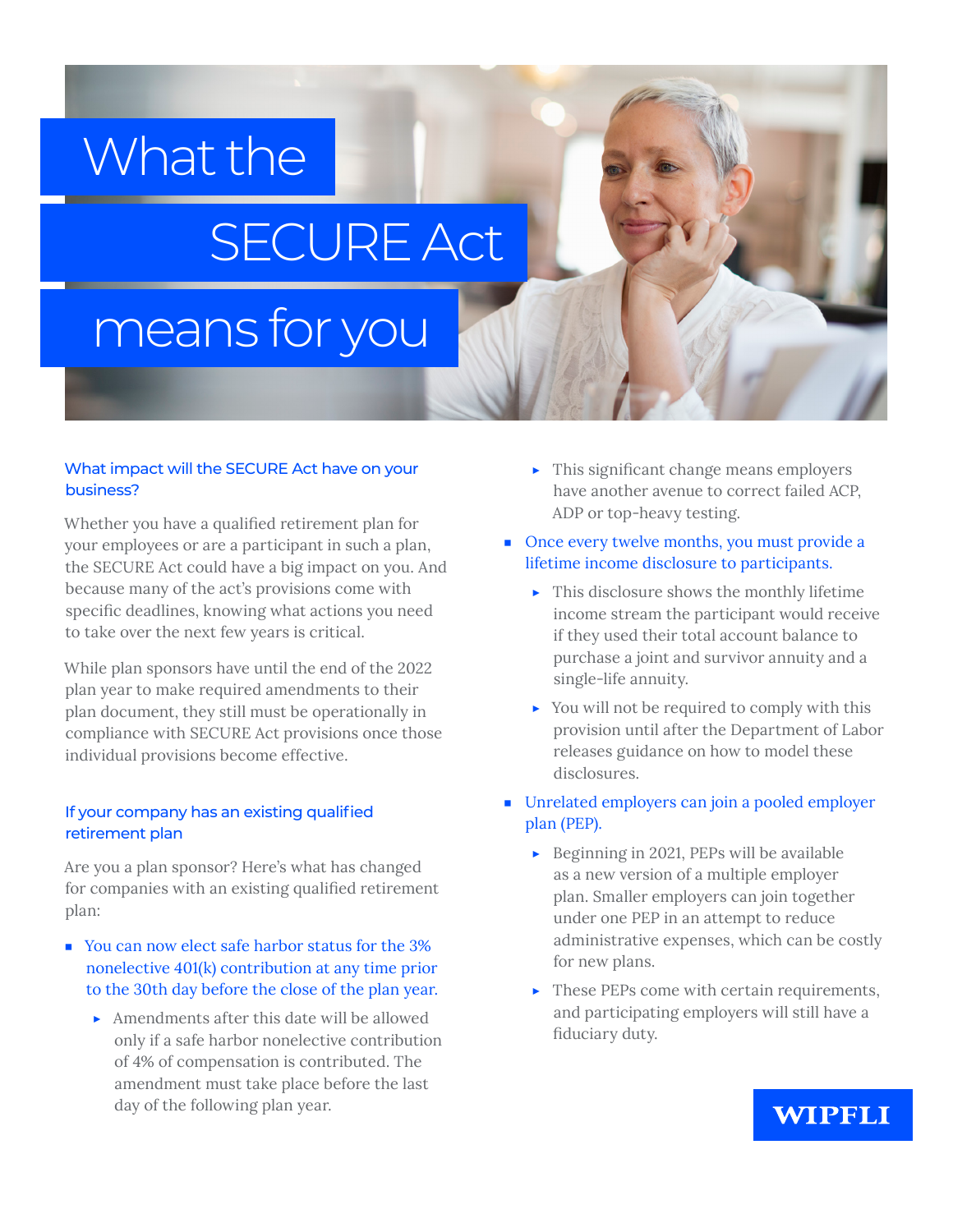# What the SECURE Act means for you

## What impact will the SECURE Act have on your business?

Whether you have a qualified retirement plan for your employees or are a participant in such a plan, the SECURE Act could have a big impact on you. And because many of the act's provisions come with specific deadlines, knowing what actions you need to take over the next few years is critical.

While plan sponsors have until the end of the 2022 plan year to make required amendments to their plan document, they still must be operationally in compliance with SECURE Act provisions once those individual provisions become effective.

## If your company has an existing qualified retirement plan

Are you a plan sponsor? Here's what has changed for companies with an existing qualified retirement plan:

- You can now elect safe harbor status for the 3% nonelective 401(k) contribution at any time prior to the 30th day before the close of the plan year.
  - Amendments after this date will be allowed only if a safe harbor nonelective contribution of 4% of compensation is contributed. The amendment must take place before the last day of the following plan year.
  - This significant change means employers have another avenue to correct failed ACP, ADP or top-heavy testing.
- Once every twelve months, you must provide a lifetime income disclosure to participants.
  - This disclosure shows the monthly lifetime income stream the participant would receive if they used their total account balance to purchase a joint and survivor annuity and a single-life annuity.
  - You will not be required to comply with this provision until after the Department of Labor releases guidance on how to model these disclosures.
- Unrelated employers can join a pooled employer plan (PEP).
  - Beginning in 2021, PEPs will be available as a new version of a multiple employer plan. Smaller employers can join together under one PEP in an attempt to reduce administrative expenses, which can be costly for new plans.
  - These PEPs come with certain requirements, and participating employers will still have a fiduciary duty.

WIPFLI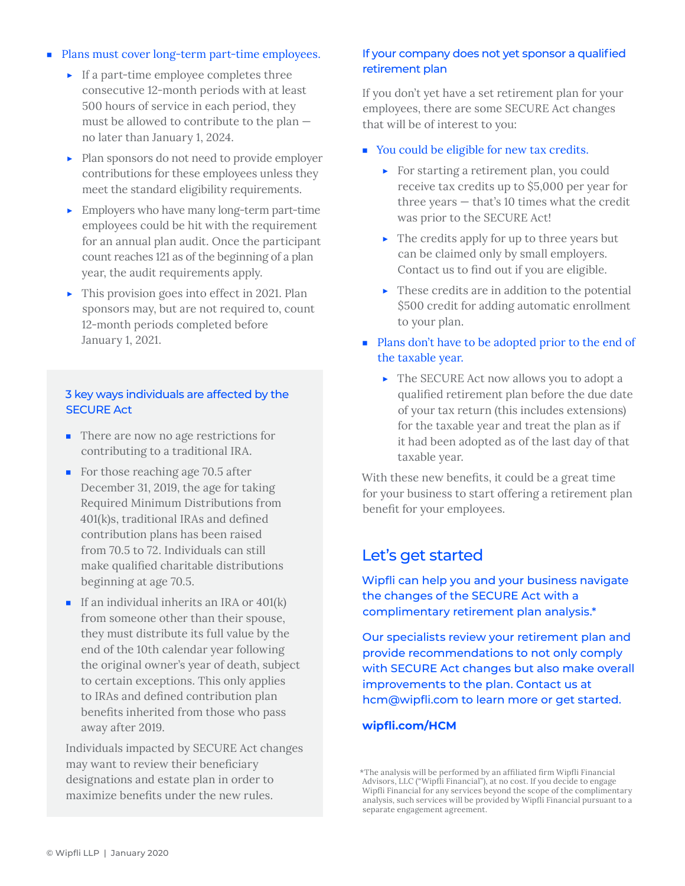- Plans must cover long-term part-time employees.
  - If a part-time employee completes three consecutive 12-month periods with at least 500 hours of service in each period, they must be allowed to contribute to the plan — no later than January 1, 2024.
  - Plan sponsors do not need to provide employer contributions for these employees unless they meet the standard eligibility requirements.
  - Employers who have many long-term part-time employees could be hit with the requirement for an annual plan audit. Once the participant count reaches 121 as of the beginning of a plan year, the audit requirements apply.
  - This provision goes into effect in 2021. Plan sponsors may, but are not required to, count 12-month periods completed before January 1, 2021.

### 3 key ways individuals are affected by the SECURE Act

- There are now no age restrictions for contributing to a traditional IRA.
- For those reaching age 70.5 after December 31, 2019, the age for taking Required Minimum Distributions from 401(k)s, traditional IRAs and defined contribution plans has been raised from 70.5 to 72. Individuals can still make qualified charitable distributions beginning at age 70.5.
- If an individual inherits an IRA or 401(k) from someone other than their spouse, they must distribute its full value by the end of the 10th calendar year following the original owner's year of death, subject to certain exceptions. This only applies to IRAs and defined contribution plan benefits inherited from those who pass away after 2019.

Individuals impacted by SECURE Act changes may want to review their beneficiary designations and estate plan in order to maximize benefits under the new rules.

### If your company does not yet sponsor a qualified retirement plan

If you don't yet have a set retirement plan for your employees, there are some SECURE Act changes that will be of interest to you:

- You could be eligible for new tax credits.
  - For starting a retirement plan, you could receive tax credits up to $5,000 per year for three years — that's 10 times what the credit was prior to the SECURE Act!
  - The credits apply for up to three years but can be claimed only by small employers. Contact us to find out if you are eligible.
  - These credits are in addition to the potential $500 credit for adding automatic enrollment to your plan.
- Plans don't have to be adopted prior to the end of the taxable year.
  - The SECURE Act now allows you to adopt a qualified retirement plan before the due date of your tax return (this includes extensions) for the taxable year and treat the plan as if it had been adopted as of the last day of that taxable year.

With these new benefits, it could be a great time for your business to start offering a retirement plan benefit for your employees.

## Let's get started

Wipfli can help you and your business navigate the changes of the SECURE Act with a complimentary retirement plan analysis.*

Our specialists review your retirement plan and provide recommendations to not only comply with SECURE Act changes but also make overall improvements to the plan. Contact us at hcm@wipfli.com to learn more or get started.

**wipfli.com/HCM**

*The analysis will be performed by an affiliated firm Wipfli Financial Advisors, LLC ("Wipfli Financial"), at no cost. If you decide to engage Wipfli Financial for any services beyond the scope of the complimentary analysis, such services will be provided by Wipfli Financial pursuant to a separate engagement agreement.

© Wipfli LLP | January 2020